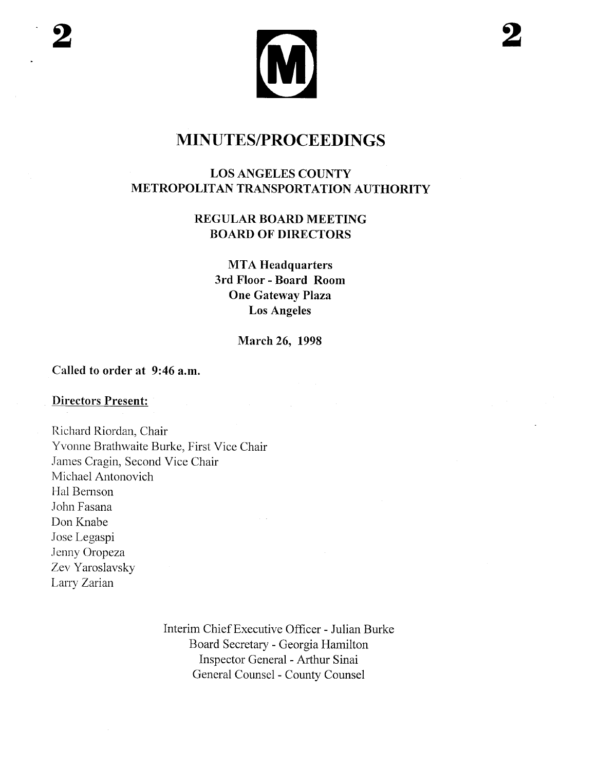# MINUTES/PROCEEDINGS

## LOS ANGELES COUNTY METROPOLITAN TRANSPORTATION AUTHORITY

### REGULAR BOARD MEETING
### BOARD OF DIRECTORS

**MTA Headquarters**
**3rd Floor - Board Room**
**One Gateway Plaza**
**Los Angeles**

**March 26, 1998**

**Called to order at 9:46 a.m.**

**Directors Present:**

Richard Riordan, Chair
Yvonne Brathwaite Burke, First Vice Chair
James Cragin, Second Vice Chair
Michael Antonovich
Hal Bernson
John Fasana
Don Knabe
Jose Legaspi
Jenny Oropeza
Zev Yaroslavsky
Larry Zarian

Interim Chief Executive Officer - Julian Burke
Board Secretary - Georgia Hamilton
Inspector General - Arthur Sinai
General Counsel - County Counsel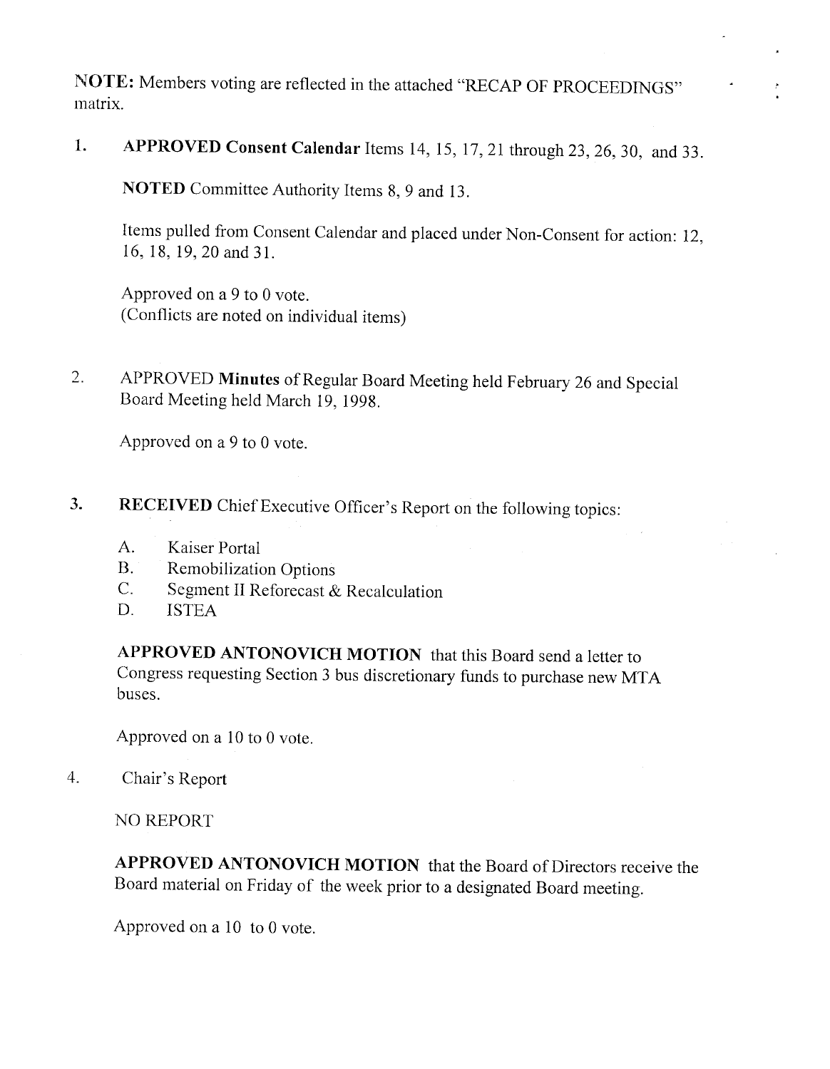**NOTE:** Members voting are reflected in the attached "RECAP OF PROCEEDINGS" matrix.

1. **APPROVED Consent Calendar** Items 14, 15, 17, 21 through 23, 26, 30, and 33.

   **NOTED** Committee Authority Items 8, 9 and 13.

   Items pulled from Consent Calendar and placed under Non-Consent for action: 12, 16, 18, 19, 20 and 31.

   Approved on a 9 to 0 vote.
   (Conflicts are noted on individual items)

2. APPROVED **Minutes** of Regular Board Meeting held February 26 and Special Board Meeting held March 19, 1998.

   Approved on a 9 to 0 vote.

3. **RECEIVED** Chief Executive Officer's Report on the following topics:

   A. Kaiser Portal
   B. Remobilization Options
   C. Segment II Reforecast & Recalculation
   D. ISTEA

   **APPROVED ANTONOVICH MOTION** that this Board send a letter to Congress requesting Section 3 bus discretionary funds to purchase new MTA buses.

   Approved on a 10 to 0 vote.

4. Chair's Report

   NO REPORT

   **APPROVED ANTONOVICH MOTION** that the Board of Directors receive the Board material on Friday of the week prior to a designated Board meeting.

   Approved on a 10 to 0 vote.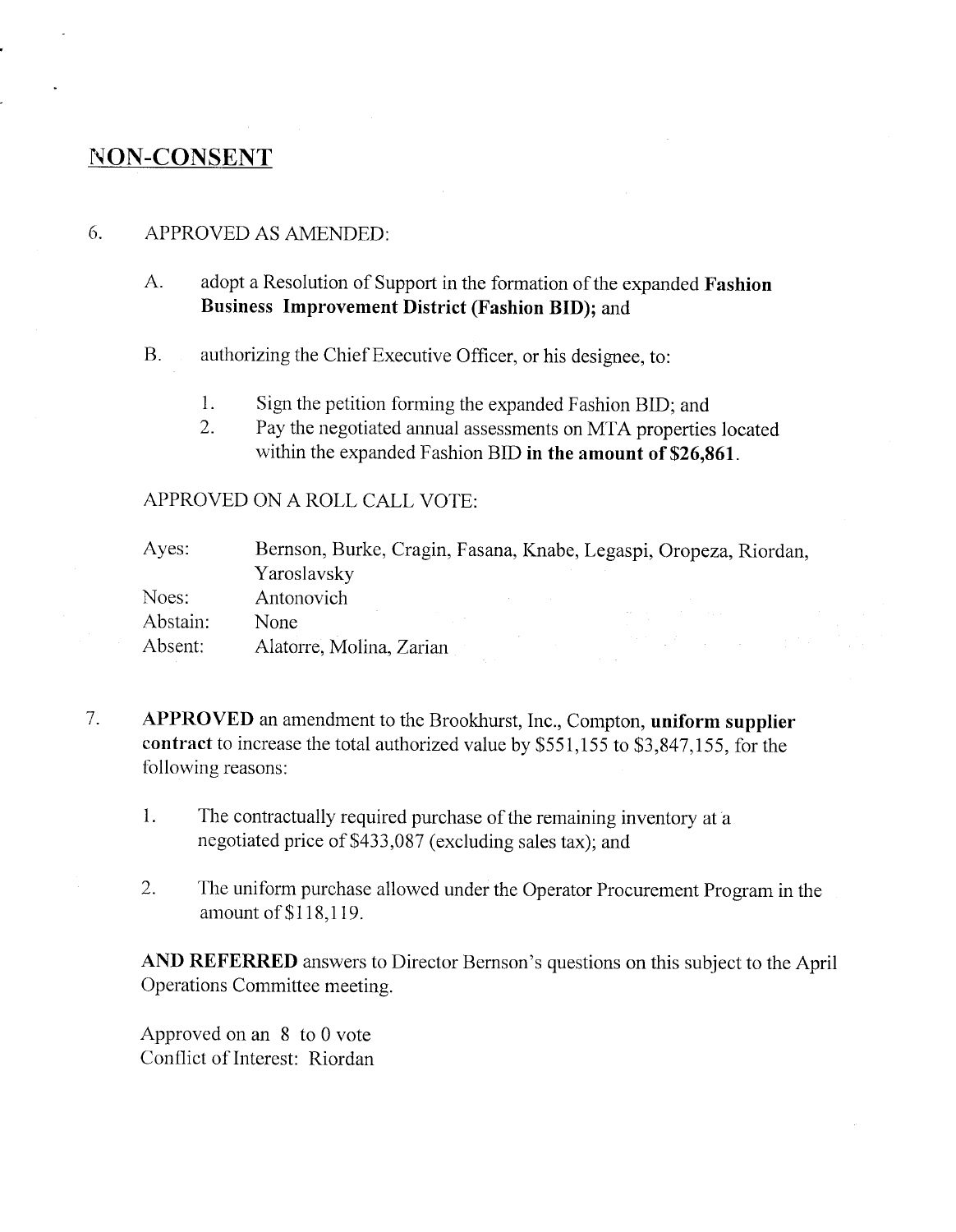## NON-CONSENT

6. APPROVED AS AMENDED:

   A. adopt a Resolution of Support in the formation of the expanded **Fashion Business Improvement District (Fashion BID);** and

   B. authorizing the Chief Executive Officer, or his designee, to:

      1. Sign the petition forming the expanded Fashion BID; and
      2. Pay the negotiated annual assessments on MTA properties located within the expanded Fashion BID **in the amount of $26,861**.

   APPROVED ON A ROLL CALL VOTE:

   | | |
   |---|---|
   | Ayes: | Bernson, Burke, Cragin, Fasana, Knabe, Legaspi, Oropeza, Riordan, Yaroslavsky |
   | Noes: | Antonovich |
   | Abstain: | None |
   | Absent: | Alatorre, Molina, Zarian |

7. **APPROVED** an amendment to the Brookhurst, Inc., Compton, **uniform supplier contract** to increase the total authorized value by $551,155 to $3,847,155, for the following reasons:

   1. The contractually required purchase of the remaining inventory at a negotiated price of $433,087 (excluding sales tax); and

   2. The uniform purchase allowed under the Operator Procurement Program in the amount of $118,119.

   **AND REFERRED** answers to Director Bernson's questions on this subject to the April Operations Committee meeting.

   Approved on an 8 to 0 vote
   Conflict of Interest: Riordan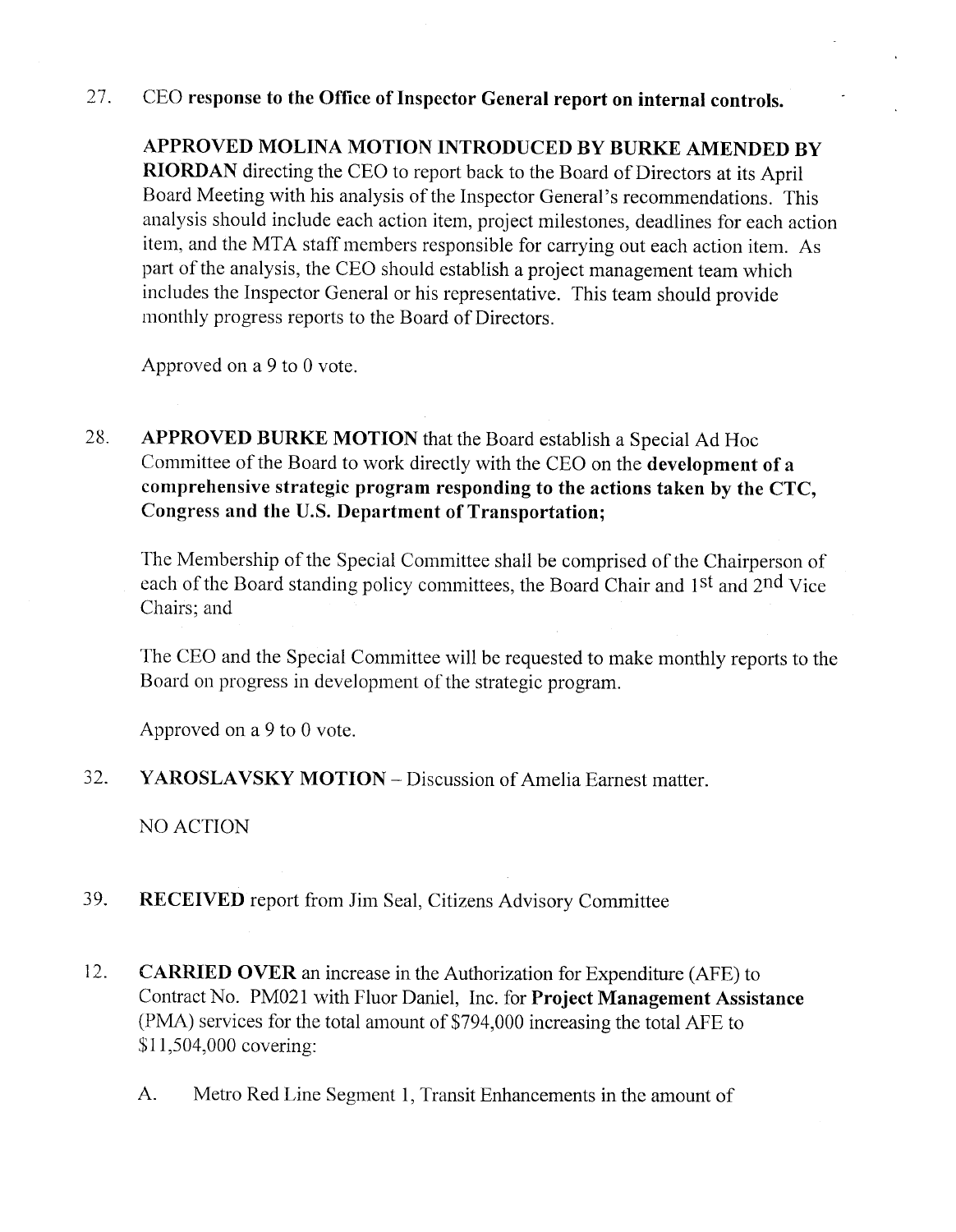27. CEO **response to the Office of Inspector General report on internal controls.**

    **APPROVED MOLINA MOTION INTRODUCED BY BURKE AMENDED BY RIORDAN** directing the CEO to report back to the Board of Directors at its April Board Meeting with his analysis of the Inspector General's recommendations. This analysis should include each action item, project milestones, deadlines for each action item, and the MTA staff members responsible for carrying out each action item. As part of the analysis, the CEO should establish a project management team which includes the Inspector General or his representative. This team should provide monthly progress reports to the Board of Directors.

    Approved on a 9 to 0 vote.

28. **APPROVED BURKE MOTION** that the Board establish a Special Ad Hoc Committee of the Board to work directly with the CEO on the **development of a comprehensive strategic program responding to the actions taken by the CTC, Congress and the U.S. Department of Transportation;**

    The Membership of the Special Committee shall be comprised of the Chairperson of each of the Board standing policy committees, the Board Chair and 1st and 2nd Vice Chairs; and

    The CEO and the Special Committee will be requested to make monthly reports to the Board on progress in development of the strategic program.

    Approved on a 9 to 0 vote.

32. **YAROSLAVSKY MOTION** – Discussion of Amelia Earnest matter.

    NO ACTION

39. **RECEIVED** report from Jim Seal, Citizens Advisory Committee

12. **CARRIED OVER** an increase in the Authorization for Expenditure (AFE) to Contract No. PM021 with Fluor Daniel, Inc. for **Project Management Assistance** (PMA) services for the total amount of $794,000 increasing the total AFE to $11,504,000 covering:

    A. Metro Red Line Segment 1, Transit Enhancements in the amount of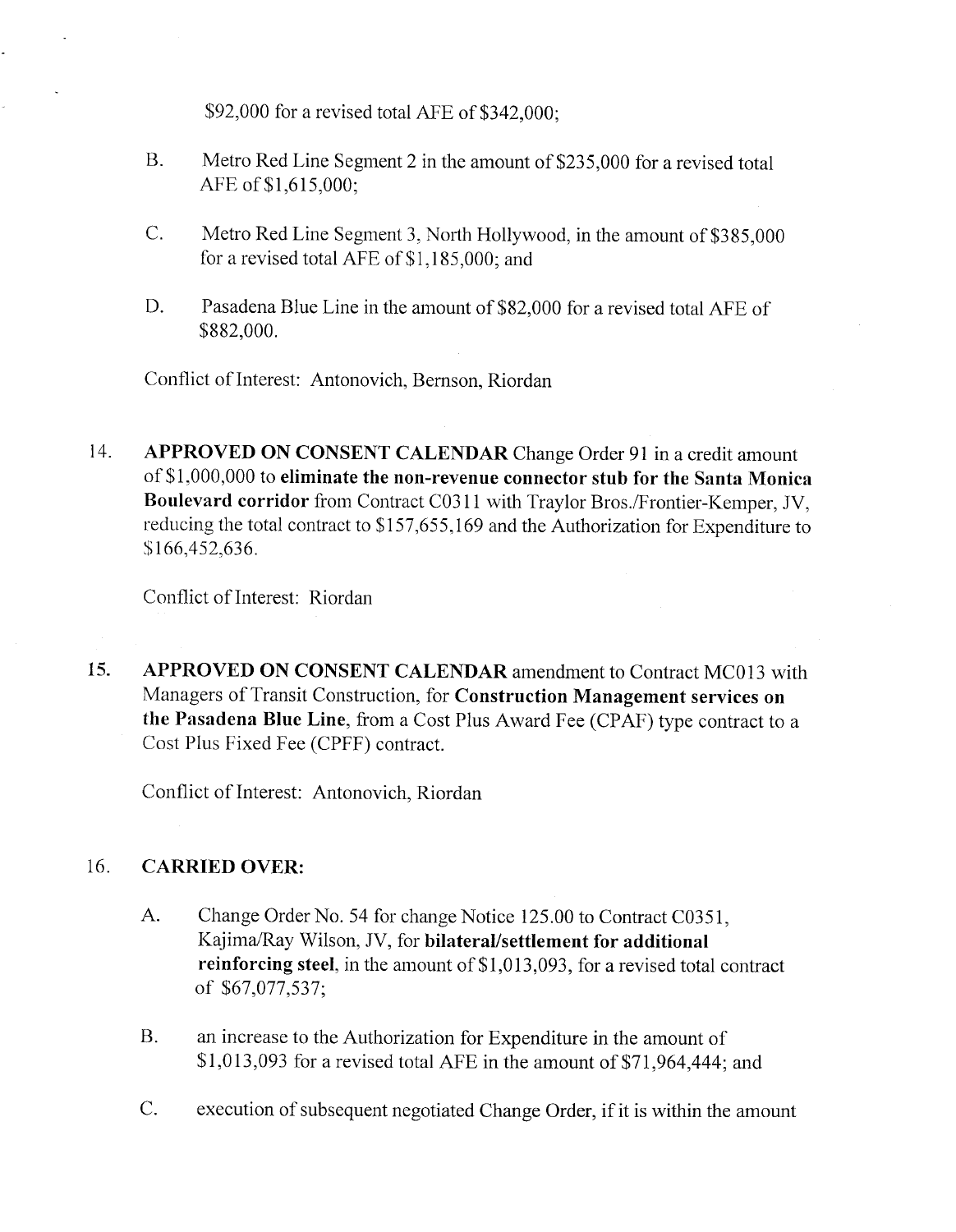$92,000 for a revised total AFE of $342,000;

B. Metro Red Line Segment 2 in the amount of $235,000 for a revised total AFE of $1,615,000;

C. Metro Red Line Segment 3, North Hollywood, in the amount of $385,000 for a revised total AFE of $1,185,000; and

D. Pasadena Blue Line in the amount of $82,000 for a revised total AFE of $882,000.

Conflict of Interest: Antonovich, Bernson, Riordan

14. **APPROVED ON CONSENT CALENDAR** Change Order 91 in a credit amount of $1,000,000 to **eliminate the non-revenue connector stub for the Santa Monica Boulevard corridor** from Contract C0311 with Traylor Bros./Frontier-Kemper, JV, reducing the total contract to $157,655,169 and the Authorization for Expenditure to $166,452,636.

    Conflict of Interest: Riordan

15. **APPROVED ON CONSENT CALENDAR** amendment to Contract MC013 with Managers of Transit Construction, for **Construction Management services on the Pasadena Blue Line**, from a Cost Plus Award Fee (CPAF) type contract to a Cost Plus Fixed Fee (CPFF) contract.

    Conflict of Interest: Antonovich, Riordan

16. **CARRIED OVER:**

    A. Change Order No. 54 for change Notice 125.00 to Contract C0351, Kajima/Ray Wilson, JV, for **bilateral/settlement for additional reinforcing steel**, in the amount of $1,013,093, for a revised total contract of $67,077,537;

    B. an increase to the Authorization for Expenditure in the amount of $1,013,093 for a revised total AFE in the amount of $71,964,444; and

    C. execution of subsequent negotiated Change Order, if it is within the amount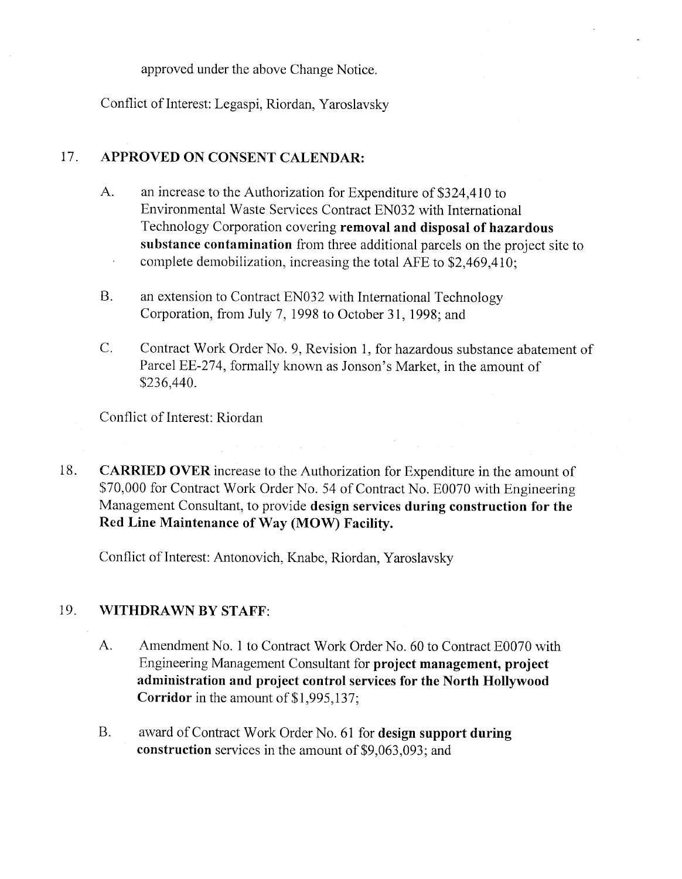approved under the above Change Notice.

Conflict of Interest: Legaspi, Riordan, Yaroslavsky

17. **APPROVED ON CONSENT CALENDAR:**

    A. an increase to the Authorization for Expenditure of $324,410 to Environmental Waste Services Contract EN032 with International Technology Corporation covering **removal and disposal of hazardous substance contamination** from three additional parcels on the project site to complete demobilization, increasing the total AFE to $2,469,410;

    B. an extension to Contract EN032 with International Technology Corporation, from July 7, 1998 to October 31, 1998; and

    C. Contract Work Order No. 9, Revision 1, for hazardous substance abatement of Parcel EE-274, formally known as Jonson's Market, in the amount of $236,440.

    Conflict of Interest: Riordan

18. **CARRIED OVER** increase to the Authorization for Expenditure in the amount of $70,000 for Contract Work Order No. 54 of Contract No. E0070 with Engineering Management Consultant, to provide **design services during construction for the Red Line Maintenance of Way (MOW) Facility.**

    Conflict of Interest: Antonovich, Knabe, Riordan, Yaroslavsky

19. **WITHDRAWN BY STAFF:**

    A. Amendment No. 1 to Contract Work Order No. 60 to Contract E0070 with Engineering Management Consultant for **project management, project administration and project control services for the North Hollywood Corridor** in the amount of $1,995,137;

    B. award of Contract Work Order No. 61 for **design support during construction** services in the amount of $9,063,093; and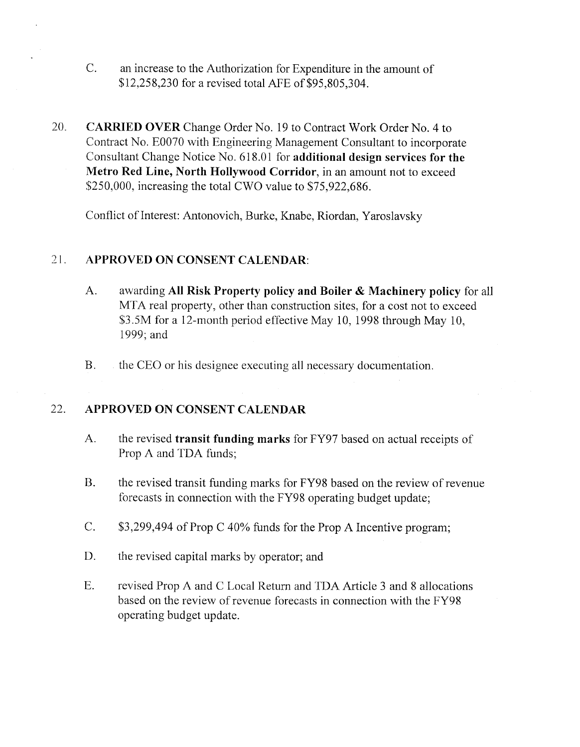C. an increase to the Authorization for Expenditure in the amount of $12,258,230 for a revised total AFE of $95,805,304.

20. **CARRIED OVER** Change Order No. 19 to Contract Work Order No. 4 to Contract No. E0070 with Engineering Management Consultant to incorporate Consultant Change Notice No. 618.01 for **additional design services for the Metro Red Line, North Hollywood Corridor**, in an amount not to exceed $250,000, increasing the total CWO value to $75,922,686.

    Conflict of Interest: Antonovich, Burke, Knabe, Riordan, Yaroslavsky

21. **APPROVED ON CONSENT CALENDAR**:

    A. awarding **All Risk Property policy and Boiler & Machinery policy** for all MTA real property, other than construction sites, for a cost not to exceed $3.5M for a 12-month period effective May 10, 1998 through May 10, 1999; and

    B. the CEO or his designee executing all necessary documentation.

22. **APPROVED ON CONSENT CALENDAR**

    A. the revised **transit funding marks** for FY97 based on actual receipts of Prop A and TDA funds;

    B. the revised transit funding marks for FY98 based on the review of revenue forecasts in connection with the FY98 operating budget update;

    C. $3,299,494 of Prop C 40% funds for the Prop A Incentive program;

    D. the revised capital marks by operator; and

    E. revised Prop A and C Local Return and TDA Article 3 and 8 allocations based on the review of revenue forecasts in connection with the FY98 operating budget update.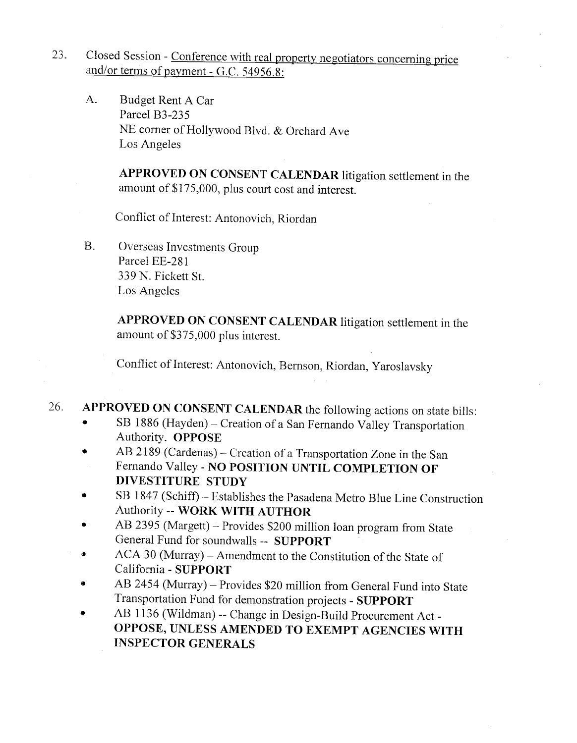23. Closed Session - Conference with real property negotiators concerning price and/or terms of payment - G.C. 54956.8:

    A. Budget Rent A Car
       Parcel B3-235
       NE corner of Hollywood Blvd. & Orchard Ave
       Los Angeles

       **APPROVED ON CONSENT CALENDAR** litigation settlement in the amount of $175,000, plus court cost and interest.

       Conflict of Interest: Antonovich, Riordan

    B. Overseas Investments Group
       Parcel EE-281
       339 N. Fickett St.
       Los Angeles

       **APPROVED ON CONSENT CALENDAR** litigation settlement in the amount of $375,000 plus interest.

       Conflict of Interest: Antonovich, Bernson, Riordan, Yaroslavsky

26. **APPROVED ON CONSENT CALENDAR** the following actions on state bills:
    - SB 1886 (Hayden) – Creation of a San Fernando Valley Transportation Authority. **OPPOSE**
    - AB 2189 (Cardenas) – Creation of a Transportation Zone in the San Fernando Valley - **NO POSITION UNTIL COMPLETION OF DIVESTITURE STUDY**
    - SB 1847 (Schiff) – Establishes the Pasadena Metro Blue Line Construction Authority -- **WORK WITH AUTHOR**
    - AB 2395 (Margett) – Provides $200 million loan program from State General Fund for soundwalls -- **SUPPORT**
    - ACA 30 (Murray) – Amendment to the Constitution of the State of California - **SUPPORT**
    - AB 2454 (Murray) – Provides $20 million from General Fund into State Transportation Fund for demonstration projects - **SUPPORT**
    - AB 1136 (Wildman) -- Change in Design-Build Procurement Act - **OPPOSE, UNLESS AMENDED TO EXEMPT AGENCIES WITH INSPECTOR GENERALS**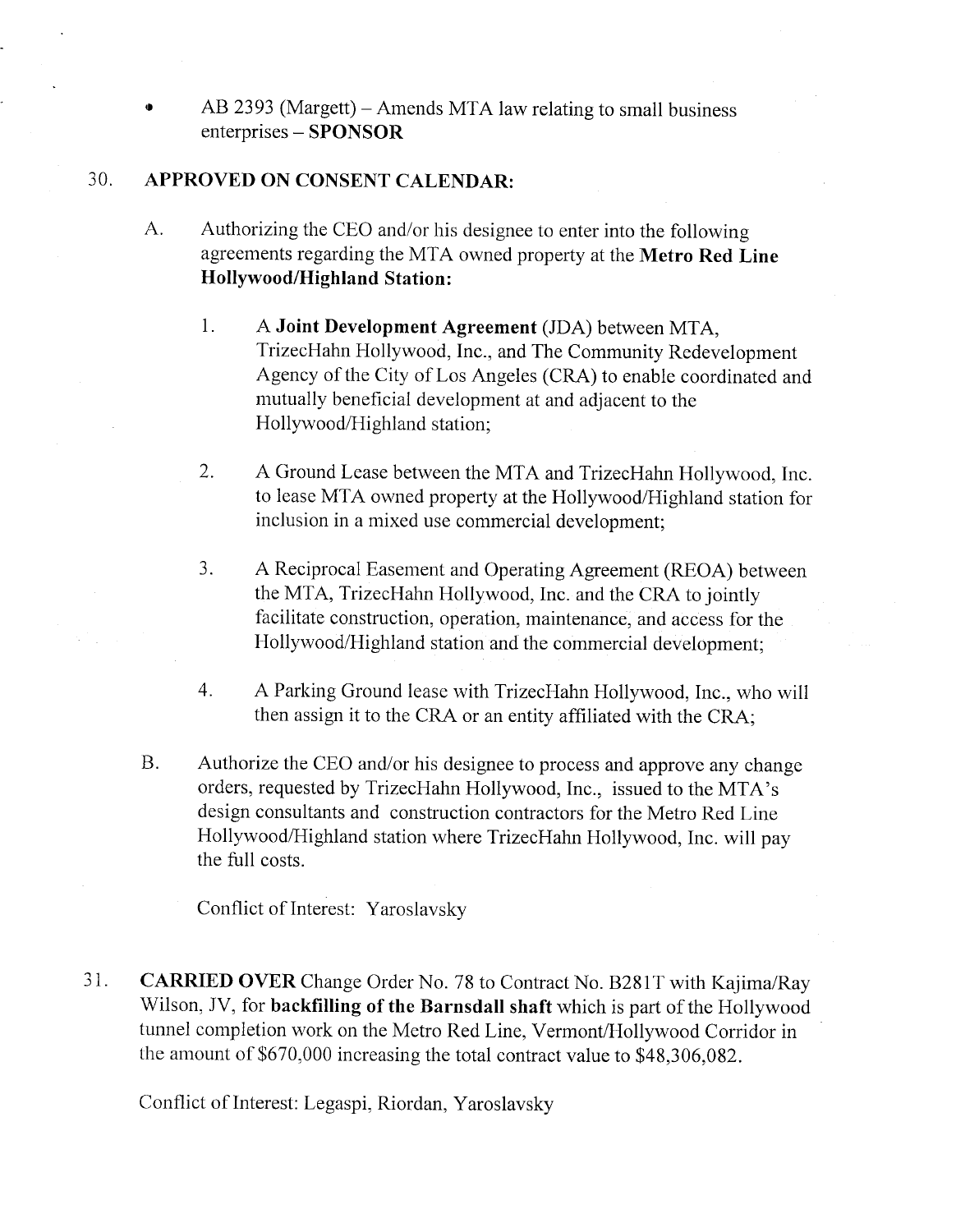- AB 2393 (Margett) – Amends MTA law relating to small business enterprises – **SPONSOR**

30. **APPROVED ON CONSENT CALENDAR:**

    A. Authorizing the CEO and/or his designee to enter into the following agreements regarding the MTA owned property at the **Metro Red Line Hollywood/Highland Station:**

    1. A **Joint Development Agreement** (JDA) between MTA, TrizecHahn Hollywood, Inc., and The Community Redevelopment Agency of the City of Los Angeles (CRA) to enable coordinated and mutually beneficial development at and adjacent to the Hollywood/Highland station;

    2. A Ground Lease between the MTA and TrizecHahn Hollywood, Inc. to lease MTA owned property at the Hollywood/Highland station for inclusion in a mixed use commercial development;

    3. A Reciprocal Easement and Operating Agreement (REOA) between the MTA, TrizecHahn Hollywood, Inc. and the CRA to jointly facilitate construction, operation, maintenance, and access for the Hollywood/Highland station and the commercial development;

    4. A Parking Ground lease with TrizecHahn Hollywood, Inc., who will then assign it to the CRA or an entity affiliated with the CRA;

    B. Authorize the CEO and/or his designee to process and approve any change orders, requested by TrizecHahn Hollywood, Inc., issued to the MTA's design consultants and construction contractors for the Metro Red Line Hollywood/Highland station where TrizecHahn Hollywood, Inc. will pay the full costs.

    Conflict of Interest: Yaroslavsky

31. **CARRIED OVER** Change Order No. 78 to Contract No. B281T with Kajima/Ray Wilson, JV, for **backfilling of the Barnsdall shaft** which is part of the Hollywood tunnel completion work on the Metro Red Line, Vermont/Hollywood Corridor in the amount of $670,000 increasing the total contract value to $48,306,082.

    Conflict of Interest: Legaspi, Riordan, Yaroslavsky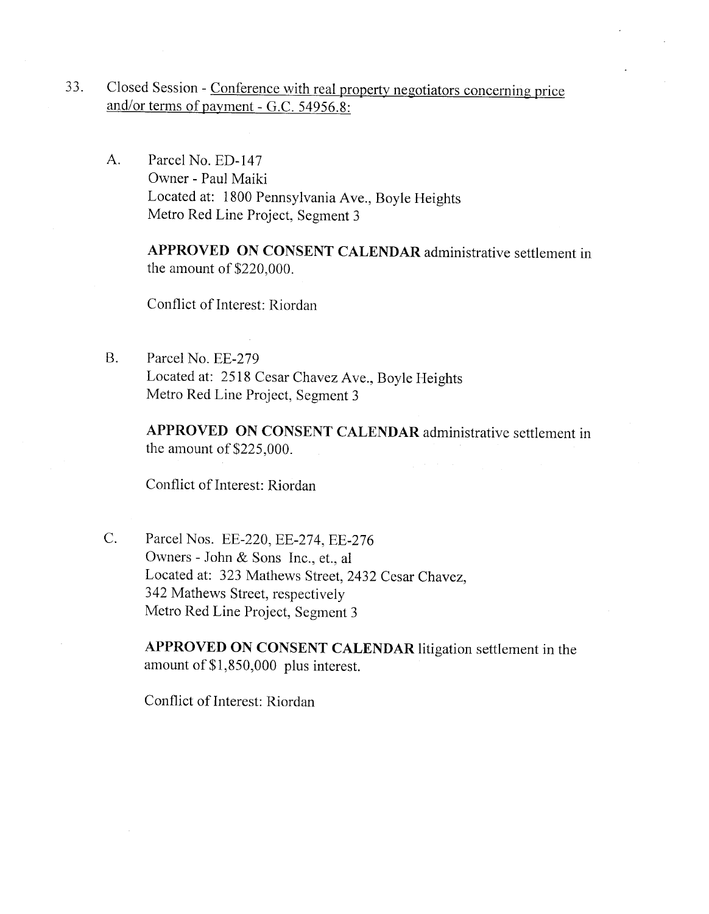33. Closed Session - Conference with real property negotiators concerning price and/or terms of payment - G.C. 54956.8:

A. Parcel No. ED-147
Owner - Paul Maiki
Located at: 1800 Pennsylvania Ave., Boyle Heights
Metro Red Line Project, Segment 3

**APPROVED ON CONSENT CALENDAR** administrative settlement in the amount of $220,000.

Conflict of Interest: Riordan

B. Parcel No. EE-279
Located at: 2518 Cesar Chavez Ave., Boyle Heights
Metro Red Line Project, Segment 3

**APPROVED ON CONSENT CALENDAR** administrative settlement in the amount of $225,000.

Conflict of Interest: Riordan

C. Parcel Nos. EE-220, EE-274, EE-276
Owners - John & Sons Inc., et., al
Located at: 323 Mathews Street, 2432 Cesar Chavez, 342 Mathews Street, respectively
Metro Red Line Project, Segment 3

**APPROVED ON CONSENT CALENDAR** litigation settlement in the amount of $1,850,000 plus interest.

Conflict of Interest: Riordan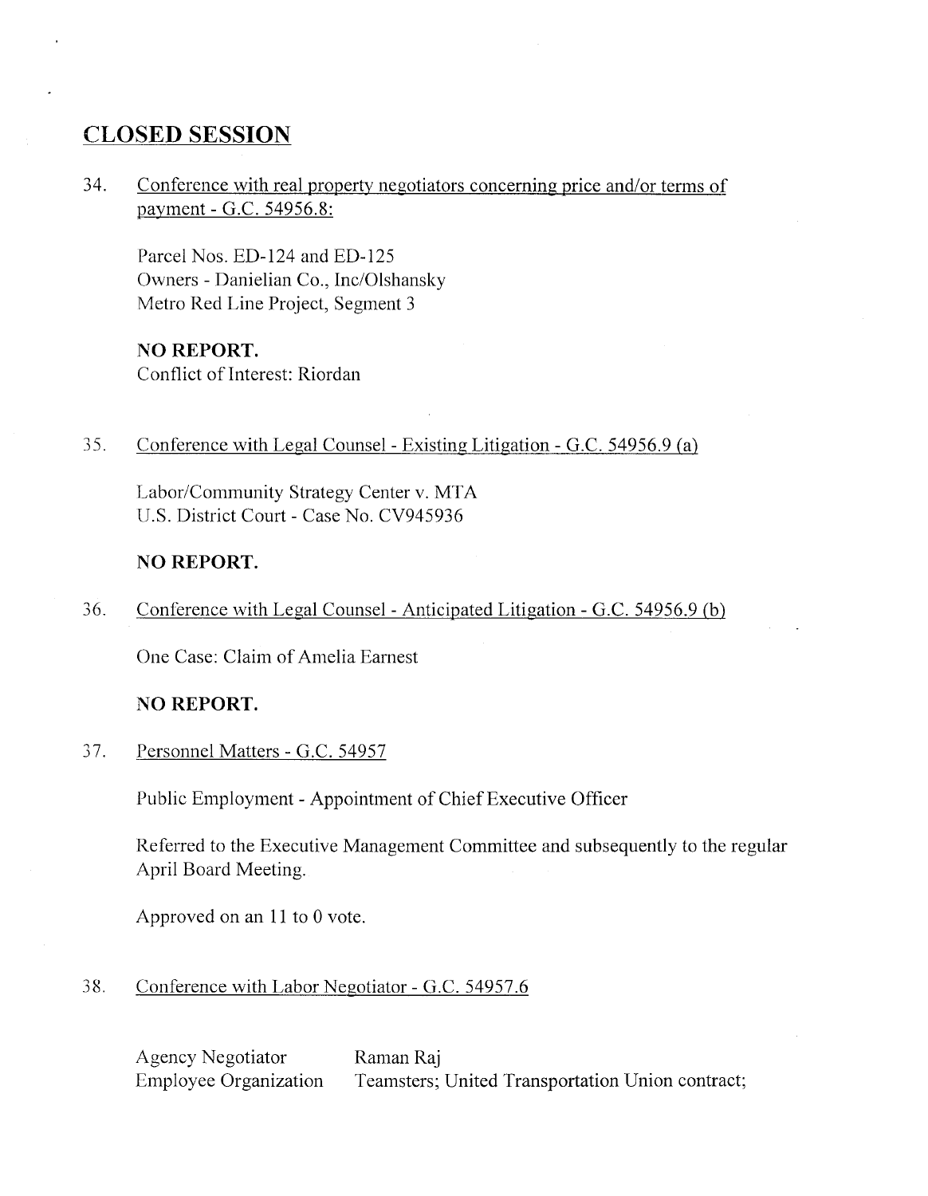## CLOSED SESSION

34. Conference with real property negotiators concerning price and/or terms of payment - G.C. 54956.8:

    Parcel Nos. ED-124 and ED-125
    Owners - Danielian Co., Inc/Olshansky
    Metro Red Line Project, Segment 3

    **NO REPORT.**
    Conflict of Interest: Riordan

35. Conference with Legal Counsel - Existing Litigation - G.C. 54956.9 (a)

    Labor/Community Strategy Center v. MTA
    U.S. District Court - Case No. CV945936

    **NO REPORT.**

36. Conference with Legal Counsel - Anticipated Litigation - G.C. 54956.9 (b)

    One Case: Claim of Amelia Earnest

    **NO REPORT.**

37. Personnel Matters - G.C. 54957

    Public Employment - Appointment of Chief Executive Officer

    Referred to the Executive Management Committee and subsequently to the regular April Board Meeting.

    Approved on an 11 to 0 vote.

38. Conference with Labor Negotiator - G.C. 54957.6

    | | |
    |---|---|
    | Agency Negotiator | Raman Raj |
    | Employee Organization | Teamsters; United Transportation Union contract; |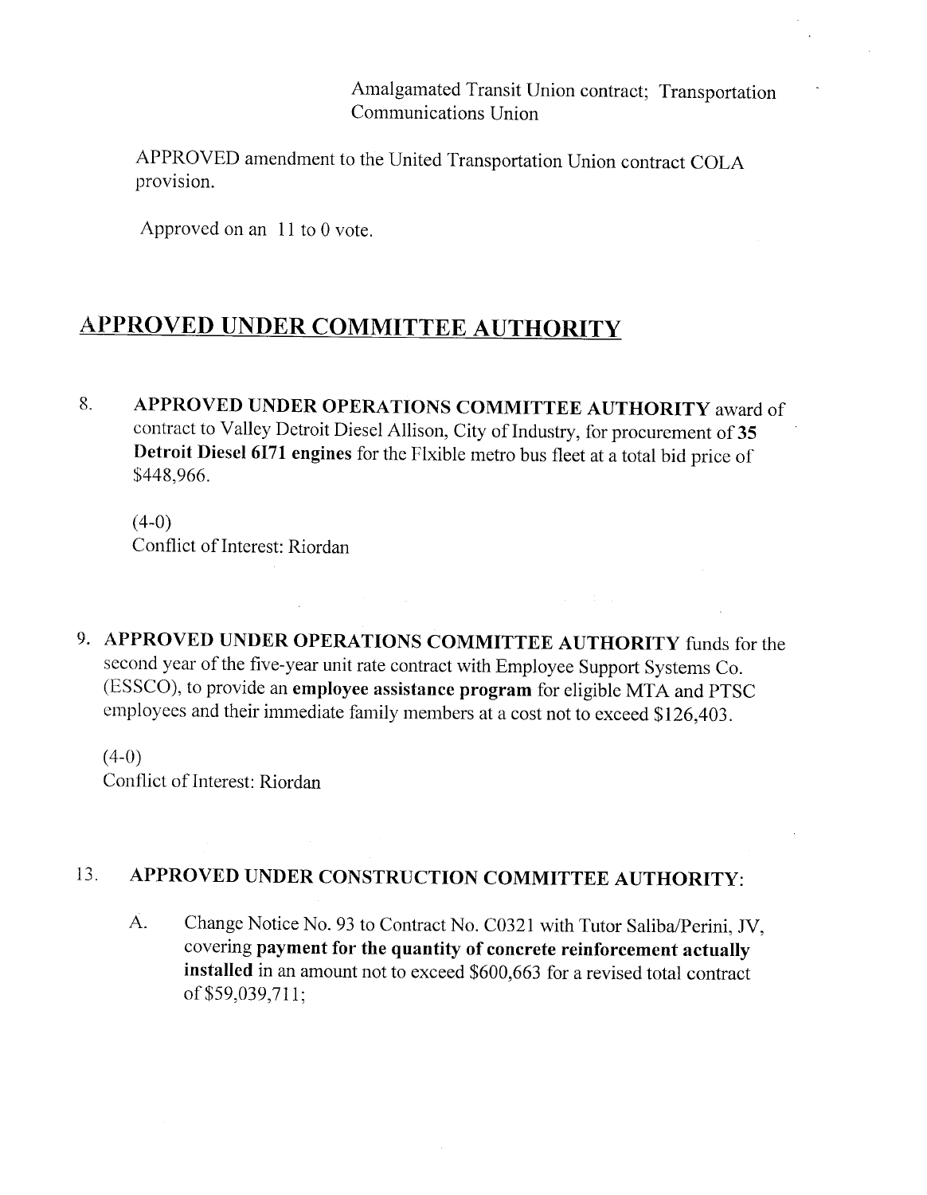Amalgamated Transit Union contract; Transportation Communications Union

APPROVED amendment to the United Transportation Union contract COLA provision.

Approved on an 11 to 0 vote.

## APPROVED UNDER COMMITTEE AUTHORITY

8. **APPROVED UNDER OPERATIONS COMMITTEE AUTHORITY** award of contract to Valley Detroit Diesel Allison, City of Industry, for procurement of **35 Detroit Diesel 6I71 engines** for the Flxible metro bus fleet at a total bid price of $448,966.

   (4-0)
   Conflict of Interest: Riordan

9. **APPROVED UNDER OPERATIONS COMMITTEE AUTHORITY** funds for the second year of the five-year unit rate contract with Employee Support Systems Co. (ESSCO), to provide an **employee assistance program** for eligible MTA and PTSC employees and their immediate family members at a cost not to exceed $126,403.

   (4-0)
   Conflict of Interest: Riordan

13. **APPROVED UNDER CONSTRUCTION COMMITTEE AUTHORITY:**

    A. Change Notice No. 93 to Contract No. C0321 with Tutor Saliba/Perini, JV, covering **payment for the quantity of concrete reinforcement actually installed** in an amount not to exceed $600,663 for a revised total contract of $59,039,711;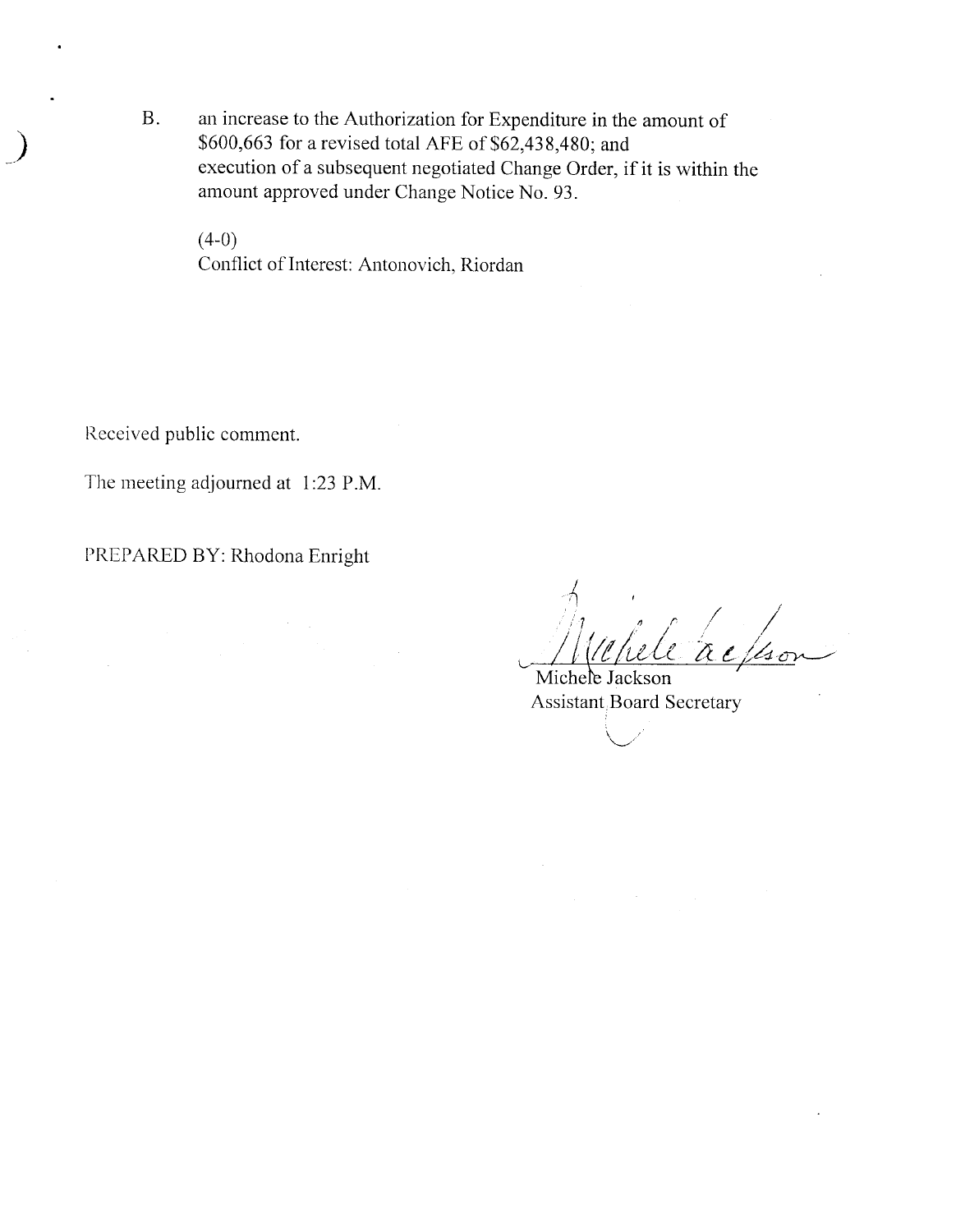B. an increase to the Authorization for Expenditure in the amount of $600,663 for a revised total AFE of $62,438,480; and execution of a subsequent negotiated Change Order, if it is within the amount approved under Change Notice No. 93.

(4-0)
Conflict of Interest: Antonovich, Riordan

Received public comment.

The meeting adjourned at 1:23 P.M.

PREPARED BY: Rhodona Enright

Michele Jackson
Assistant Board Secretary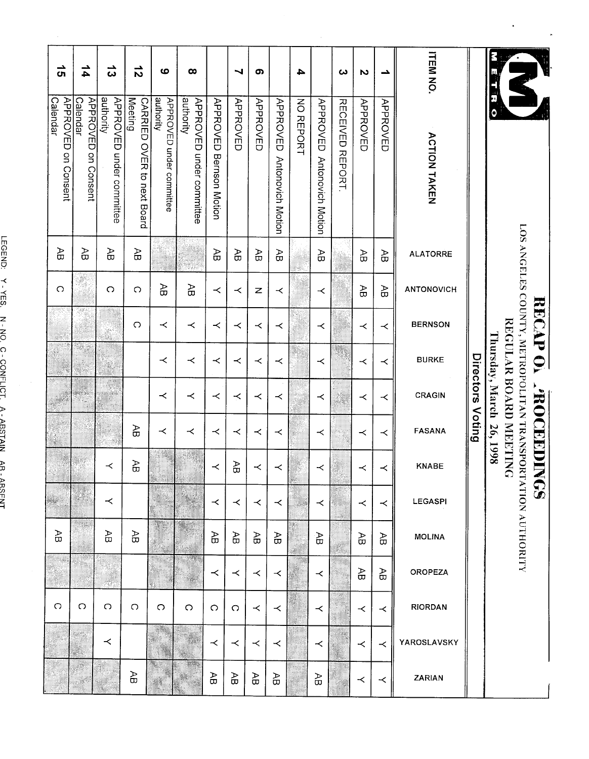# RECAP OF PROCEEDINGS

LOS ANGELES COUNTY METROPOLITAN TRANSPORTATION AUTHORITY
REGULAR BOARD MEETING
Thursday, March 26, 1998

## Directors Voting

| ITEM NO. | ACTION TAKEN | ALATORRE | ANTONOVICH | BERNSON | BURKE | CRAGIN | FASANA | KNABE | LEGASPI | MOLINA | OROPEZA | RIORDAN | YAROSLAVSKY | ZARIAN |
|---|---|---|---|---|---|---|---|---|---|---|---|---|---|---|
| 1 | APPROVED | AB | AB | Y | Y | Y | Y | Y | Y | AB | AB | Y | Y | Y |
| 2 | APPROVED | AB | AB | Y | Y | Y | Y | Y | Y | AB | AB | Y | Y | Y |
| 3 | RECEIVED REPORT. | | | | | | | | | | | | | |
| | APPROVED Antonovich Motion | AB | Y | Y | Y | Y | Y | Y | Y | AB | Y | Y | Y | AB |
| 4 | NO REPORT | | | | | | | | | | | | | |
| | APPROVED Antonovich Motion | AB | Y | Y | Y | Y | Y | Y | Y | AB | Y | Y | Y | AB |
| 6 | APPROVED | AB | N | Y | Y | Y | Y | Y | Y | AB | Y | Y | Y | AB |
| 7 | APPROVED | AB | Y | Y | Y | Y | Y | AB | Y | AB | Y | C | Y | AB |
| | APPROVED Bernson Motion | AB | Y | Y | Y | Y | Y | Y | Y | AB | Y | C | Y | AB |
| 8 | APPROVED under committee authority | | AB | Y | Y | Y | Y | | | | | C | | |
| 9 | APPROVED under committee authority | | AB | Y | Y | Y | Y | | | | | C | | |
| 12 | CARRIED OVER to next Board Meeting | AB | C | C | | | AB | AB | | AB | | C | | AB |
| 13 | APPROVED under committee authority | AB | C | | | | | Y | Y | AB | | C | Y | |
| 14 | APPROVED on Consent Calendar | AB | | | | | | | | | | C | | |
| 15 | APPROVED on Consent Calendar | AB | C | | | | | | | AB | | C | | |

LEGEND: Y - YES, N - NO, C - CONFLICT, A - ABSTAIN, AB - ABSENT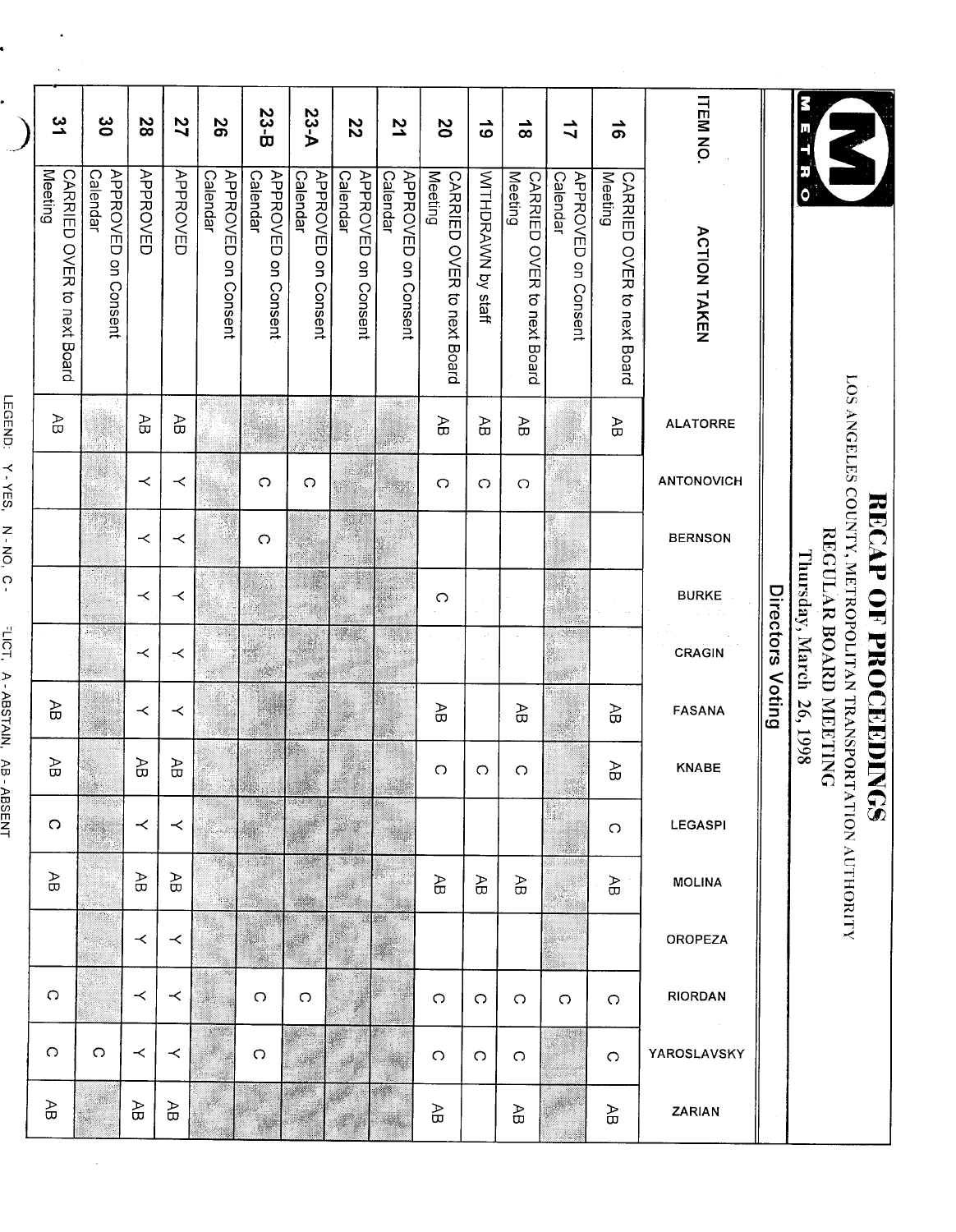# RECAP OF PROCEEDINGS

LOS ANGELES COUNTY METROPOLITAN TRANSPORTATION AUTHORITY

REGULAR BOARD MEETING

Thursday, March 26, 1998

| | | Directors Voting | | | | | | | | | | | | |
|---|---|---|---|---|---|---|---|---|---|---|---|---|---|---|
| ITEM NO. | ACTION TAKEN | ALATORRE | ANTONOVICH | BERNSON | BURKE | CRAGIN | FASANA | KNABE | LEGASPI | MOLINA | OROPEZA | RIORDAN | YAROSLAVSKY | ZARIAN |
| 16 | CARRIED OVER to next Board Meeting | AB | | | | | AB | AB | C | AB | | C | C | AB |
| 17 | APPROVED on Consent Calendar | | | | | | | | | | | C | | |
| 18 | CARRIED OVER to next Board Meeting | AB | C | | | | AB | C | | AB | | C | C | AB |
| 19 | WITHDRAWN by staff | AB | C | | | | | C | | AB | | C | C | |
| 20 | CARRIED OVER to next Board Meeting | AB | C | | C | | AB | C | | AB | | C | C | AB |
| 21 | APPROVED on Consent Calendar | | | | | | | | | | | | | |
| 22 | APPROVED on Consent Calendar | | | | | | | | | | | | | |
| 23-A | APPROVED on Consent Calendar | | C | | | | | | | | | C | | |
| 23-B | APPROVED on Consent Calendar | | C | C | | | | | | | | C | C | |
| 26 | APPROVED on Consent Calendar | | | | | | | | | | | | | |
| 27 | APPROVED | AB | Y | Y | Y | Y | Y | AB | Y | AB | Y | Y | Y | AB |
| 28 | APPROVED | AB | Y | Y | Y | Y | Y | AB | Y | AB | Y | Y | Y | AB |
| 30 | APPROVED on Consent Calendar | | | | | | | | | | | | C | |
| 31 | CARRIED OVER to next Board Meeting | AB | | | | | AB | AB | C | AB | | C | C | AB |

LEGEND: Y - YES, N - NO, C - CONFLICT, A - ABSTAIN, AB - ABSENT